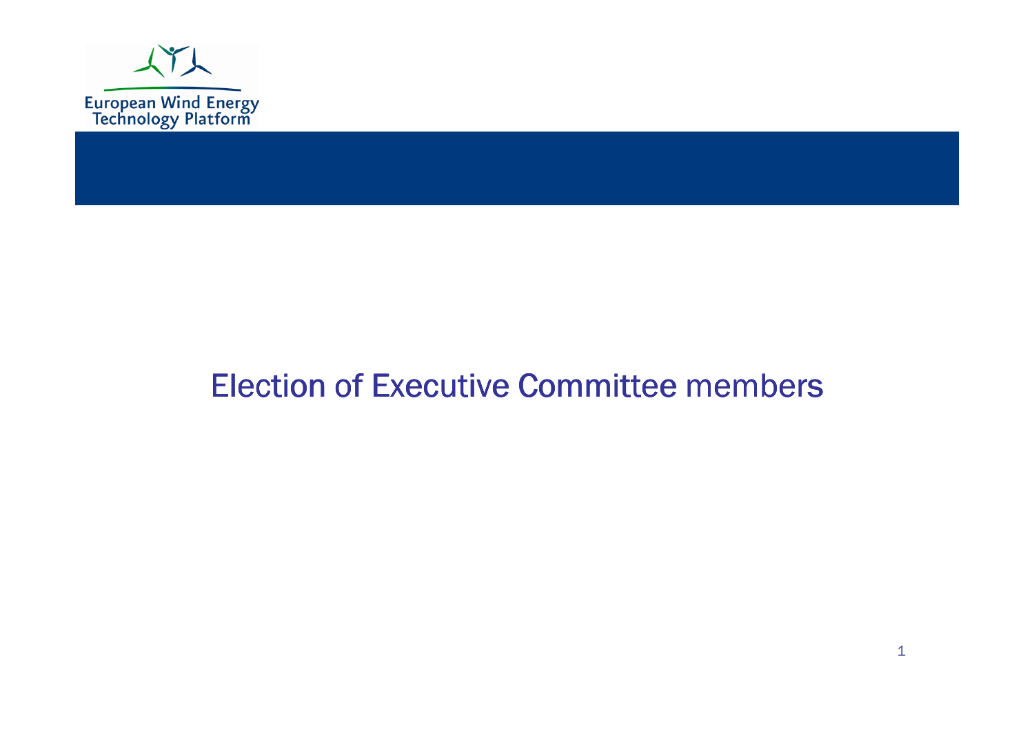European Wind Energy Technology Platform

# Election of Executive Committee members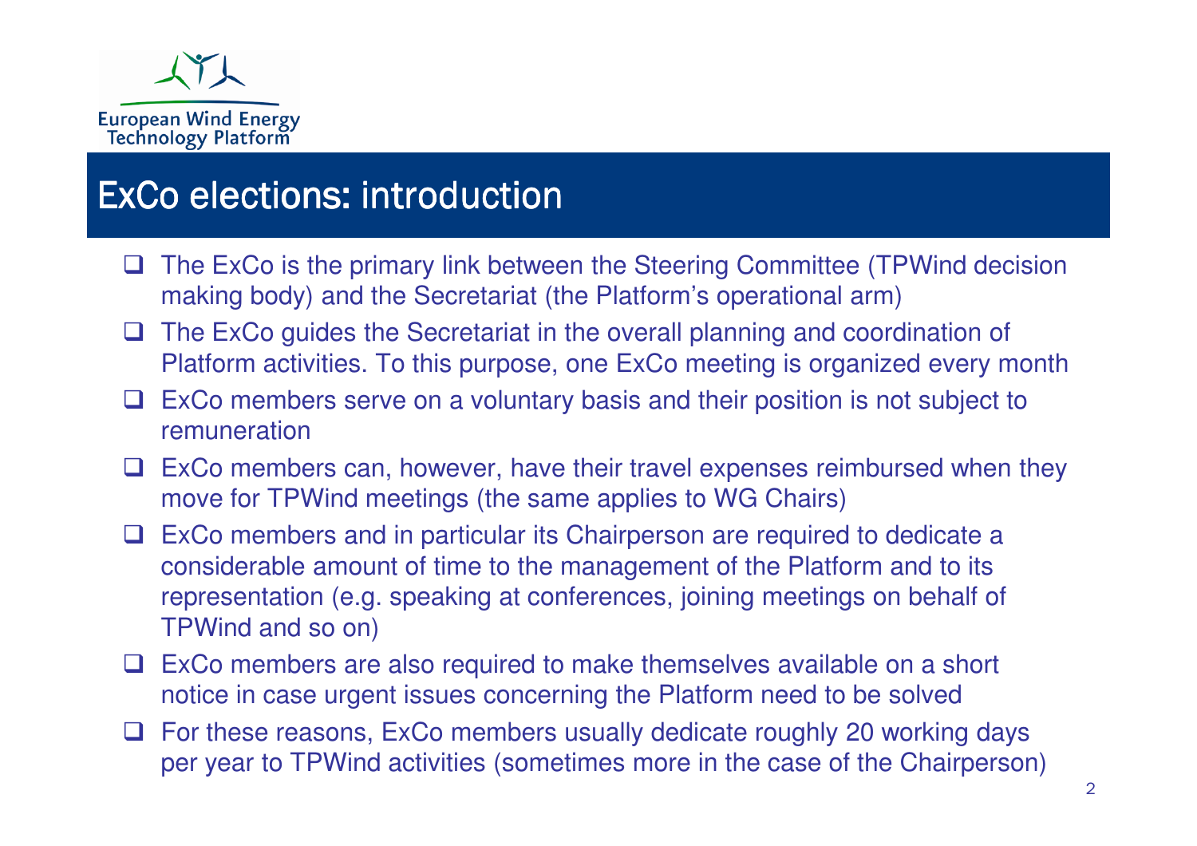# ExCo elections: introduction

- The ExCo is the primary link between the Steering Committee (TPWind decision making body) and the Secretariat (the Platform's operational arm)
- The ExCo guides the Secretariat in the overall planning and coordination of Platform activities. To this purpose, one ExCo meeting is organized every month
- ExCo members serve on a voluntary basis and their position is not subject to remuneration
- ExCo members can, however, have their travel expenses reimbursed when they move for TPWind meetings (the same applies to WG Chairs)
- ExCo members and in particular its Chairperson are required to dedicate a considerable amount of time to the management of the Platform and to its representation (e.g. speaking at conferences, joining meetings on behalf of TPWind and so on)
- ExCo members are also required to make themselves available on a short notice in case urgent issues concerning the Platform need to be solved
- For these reasons, ExCo members usually dedicate roughly 20 working days per year to TPWind activities (sometimes more in the case of the Chairperson)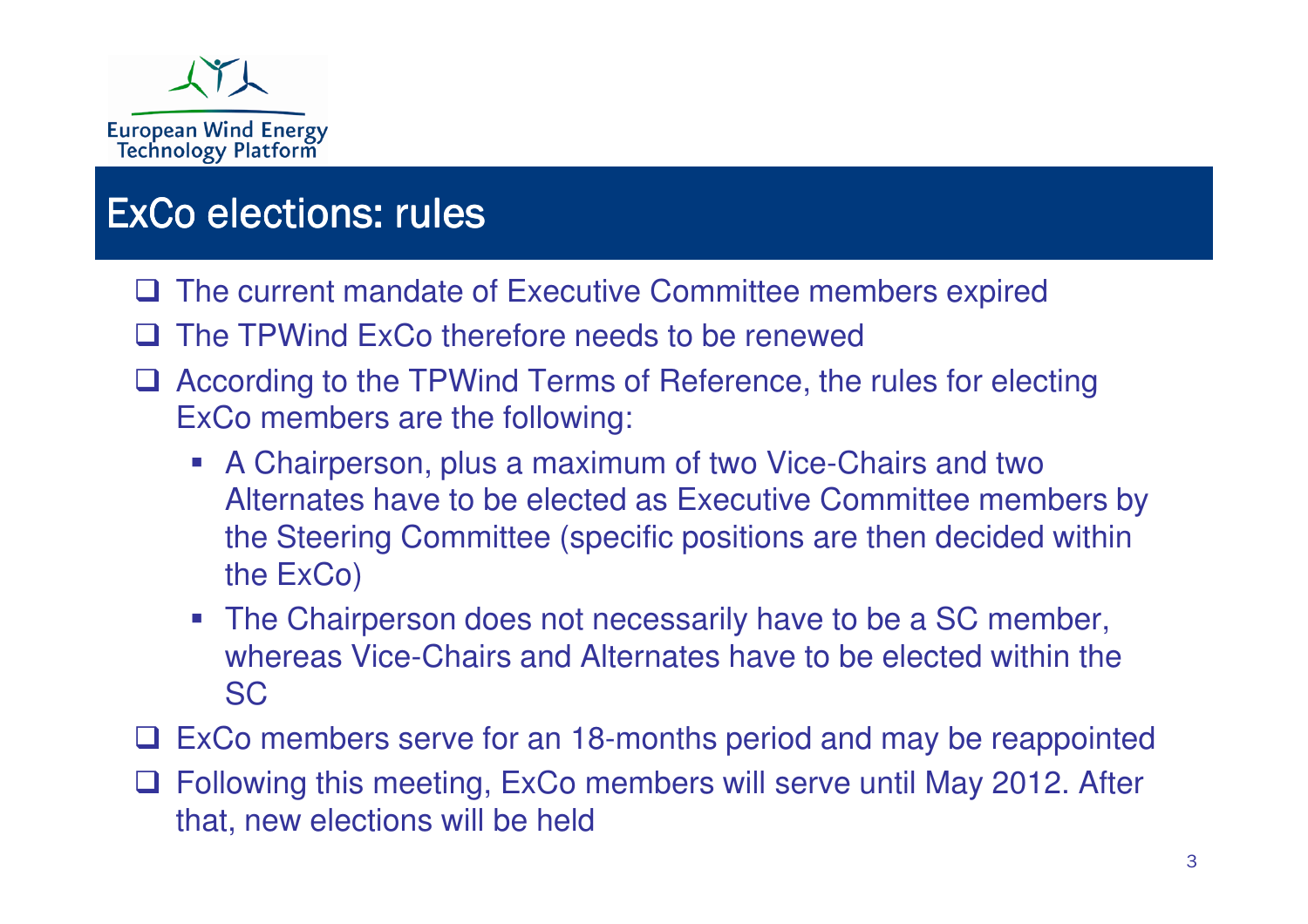# ExCo elections: rules

- The current mandate of Executive Committee members expired
- The TPWind ExCo therefore needs to be renewed
- According to the TPWind Terms of Reference, the rules for electing ExCo members are the following:
  - A Chairperson, plus a maximum of two Vice-Chairs and two Alternates have to be elected as Executive Committee members by the Steering Committee (specific positions are then decided within the ExCo)
  - The Chairperson does not necessarily have to be a SC member, whereas Vice-Chairs and Alternates have to be elected within the SC
- ExCo members serve for an 18-months period and may be reappointed
- Following this meeting, ExCo members will serve until May 2012. After that, new elections will be held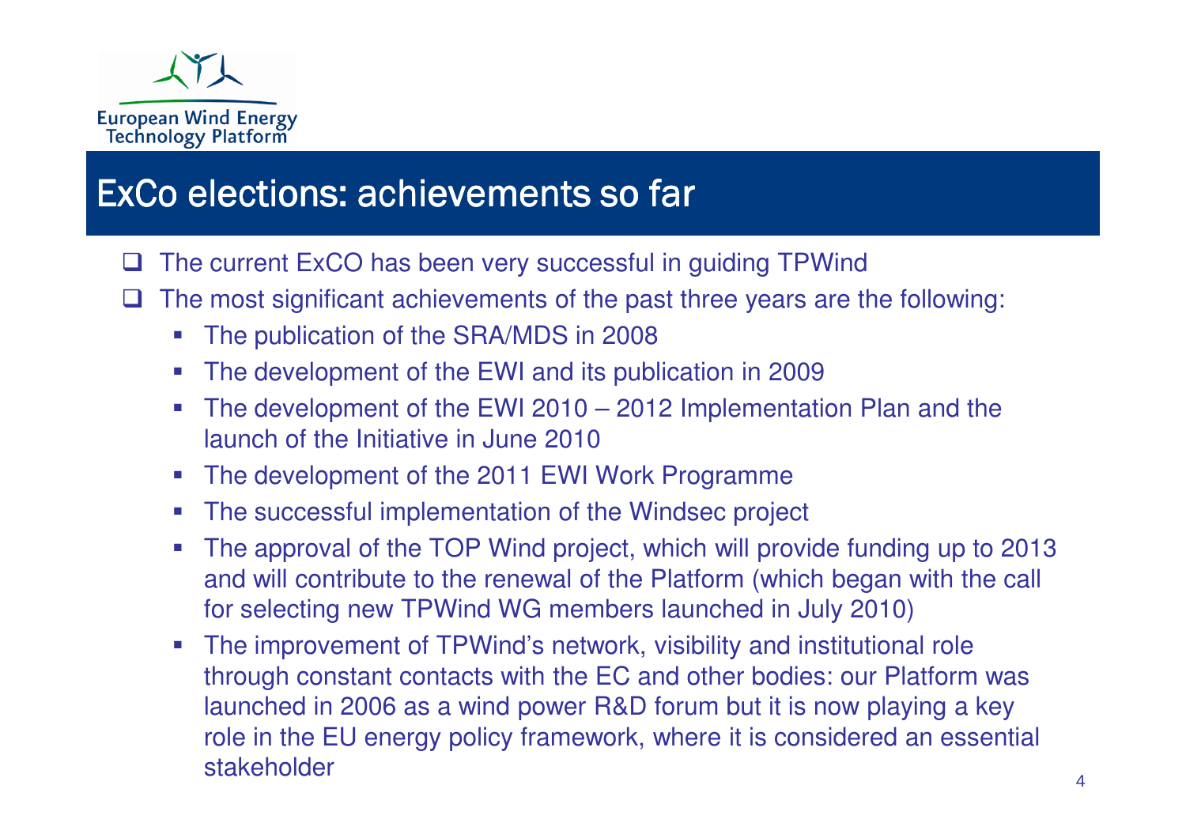European Wind Energy Technology Platform

# ExCo elections: achievements so far

- The current ExCO has been very successful in guiding TPWind
- The most significant achievements of the past three years are the following:
  - The publication of the SRA/MDS in 2008
  - The development of the EWI and its publication in 2009
  - The development of the EWI 2010 – 2012 Implementation Plan and the launch of the Initiative in June 2010
  - The development of the 2011 EWI Work Programme
  - The successful implementation of the Windsec project
  - The approval of the TOP Wind project, which will provide funding up to 2013 and will contribute to the renewal of the Platform (which began with the call for selecting new TPWind WG members launched in July 2010)
  - The improvement of TPWind's network, visibility and institutional role through constant contacts with the EC and other bodies: our Platform was launched in 2006 as a wind power R&D forum but it is now playing a key role in the EU energy policy framework, where it is considered an essential stakeholder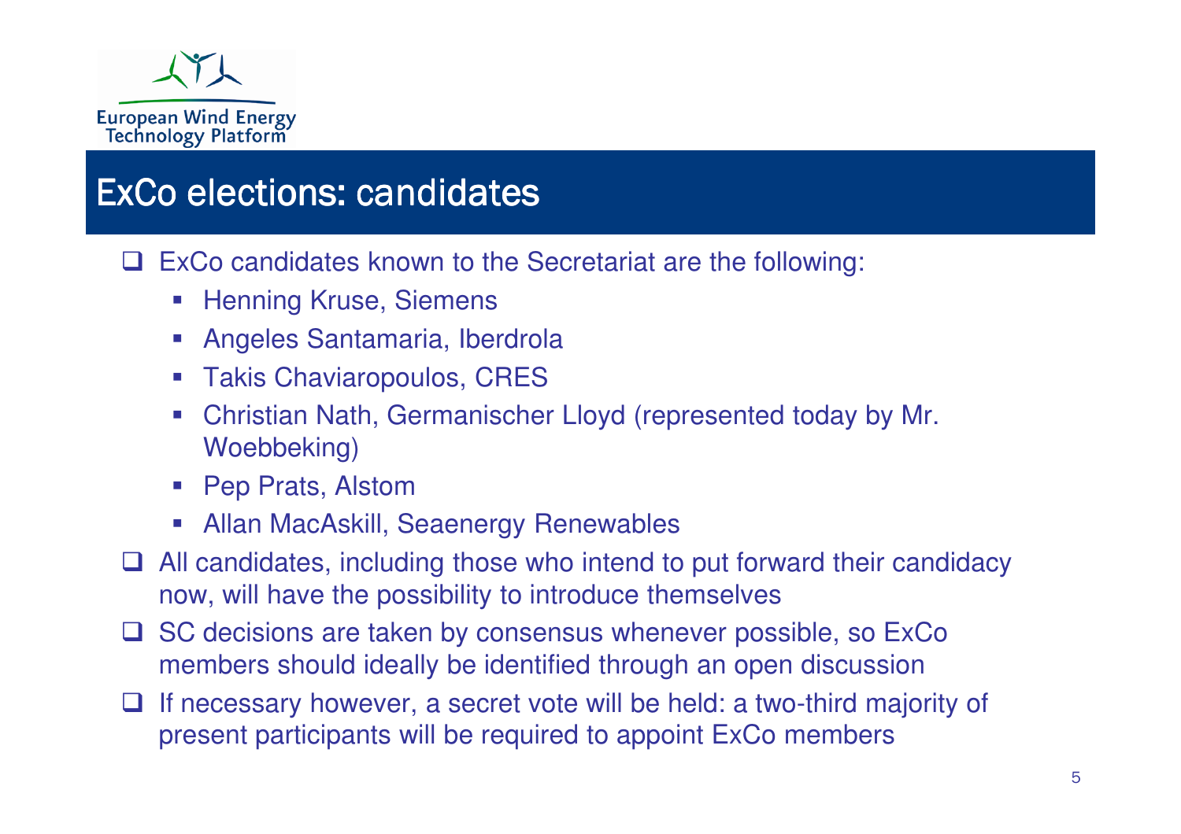European Wind Energy Technology Platform

## ExCo elections: candidates

- ExCo candidates known to the Secretariat are the following:
  - Henning Kruse, Siemens
  - Angeles Santamaria, Iberdrola
  - Takis Chaviaropoulos, CRES
  - Christian Nath, Germanischer Lloyd (represented today by Mr. Woebbeking)
  - Pep Prats, Alstom
  - Allan MacAskill, Seaenergy Renewables
- All candidates, including those who intend to put forward their candidacy now, will have the possibility to introduce themselves
- SC decisions are taken by consensus whenever possible, so ExCo members should ideally be identified through an open discussion
- If necessary however, a secret vote will be held: a two-third majority of present participants will be required to appoint ExCo members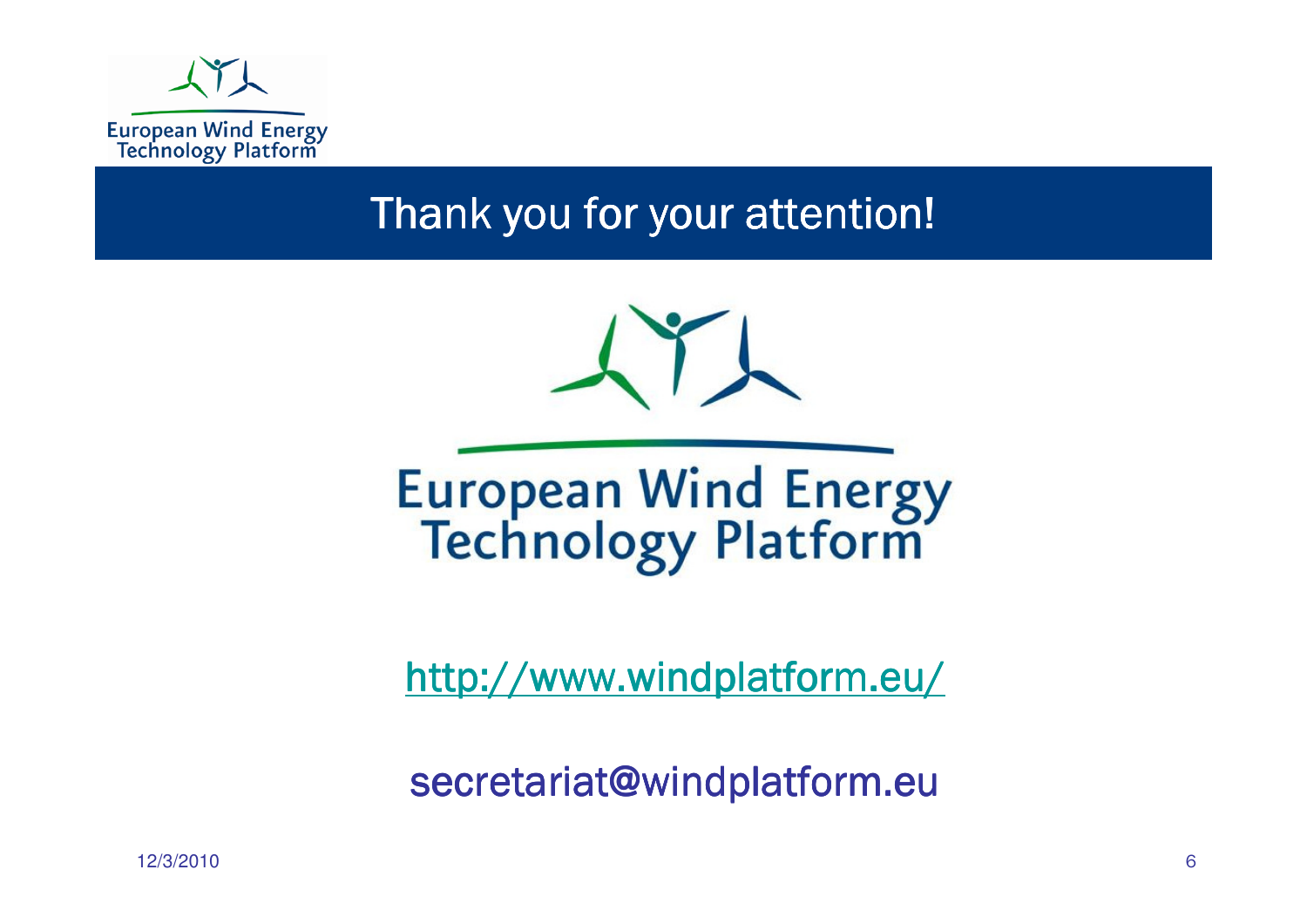European Wind Energy Technology Platform

# Thank you for your attention!

European Wind Energy Technology Platform

http://www.windplatform.eu/

secretariat@windplatform.eu

12/3/2010